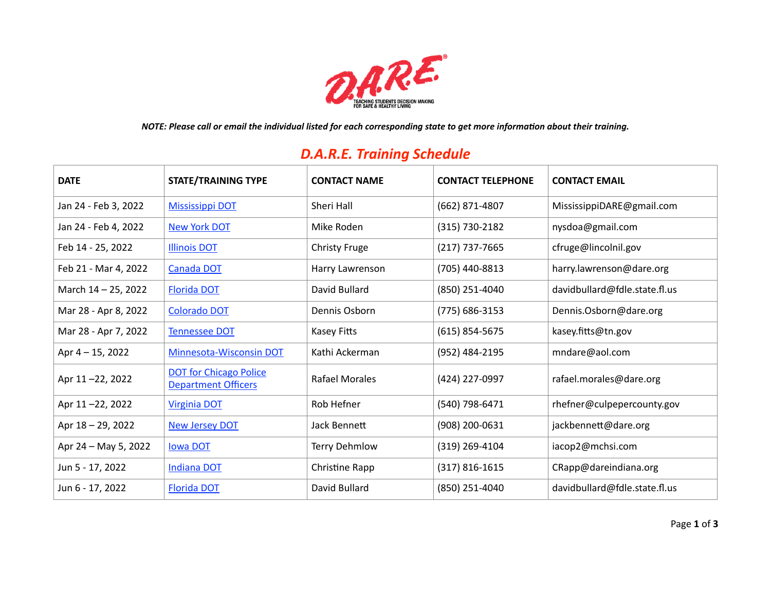*NOTE: Please call or email the individual listed for each corresponding state to get more information about their training.*

## D.A.R.E. Training Schedule

| DATE | STATE/TRAINING TYPE | CONTACT NAME | CONTACT TELEPHONE | CONTACT EMAIL |
|---|---|---|---|---|
| Jan 24 - Feb 3, 2022 | Mississippi DOT | Sheri Hall | (662) 871-4807 | MississippiDARE@gmail.com |
| Jan 24 - Feb 4, 2022 | New York DOT | Mike Roden | (315) 730-2182 | nysdoa@gmail.com |
| Feb 14 - 25, 2022 | Illinois DOT | Christy Fruge | (217) 737-7665 | cfruge@lincolnil.gov |
| Feb 21 - Mar 4, 2022 | Canada DOT | Harry Lawrenson | (705) 440-8813 | harry.lawrenson@dare.org |
| March 14 – 25, 2022 | Florida DOT | David Bullard | (850) 251-4040 | davidbullard@fdle.state.fl.us |
| Mar 28 - Apr 8, 2022 | Colorado DOT | Dennis Osborn | (775) 686-3153 | Dennis.Osborn@dare.org |
| Mar 28 - Apr 7, 2022 | Tennessee DOT | Kasey Fitts | (615) 854-5675 | kasey.fitts@tn.gov |
| Apr 4 – 15, 2022 | Minnesota-Wisconsin DOT | Kathi Ackerman | (952) 484-2195 | mndare@aol.com |
| Apr 11 –22, 2022 | DOT for Chicago Police Department Officers | Rafael Morales | (424) 227-0997 | rafael.morales@dare.org |
| Apr 11 –22, 2022 | Virginia DOT | Rob Hefner | (540) 798-6471 | rhefner@culpepercounty.gov |
| Apr 18 – 29, 2022 | New Jersey DOT | Jack Bennett | (908) 200-0631 | jackbennett@dare.org |
| Apr 24 – May 5, 2022 | Iowa DOT | Terry Dehmlow | (319) 269-4104 | iacop2@mchsi.com |
| Jun 5 - 17, 2022 | Indiana DOT | Christine Rapp | (317) 816-1615 | CRapp@dareindiana.org |
| Jun 6 - 17, 2022 | Florida DOT | David Bullard | (850) 251-4040 | davidbullard@fdle.state.fl.us |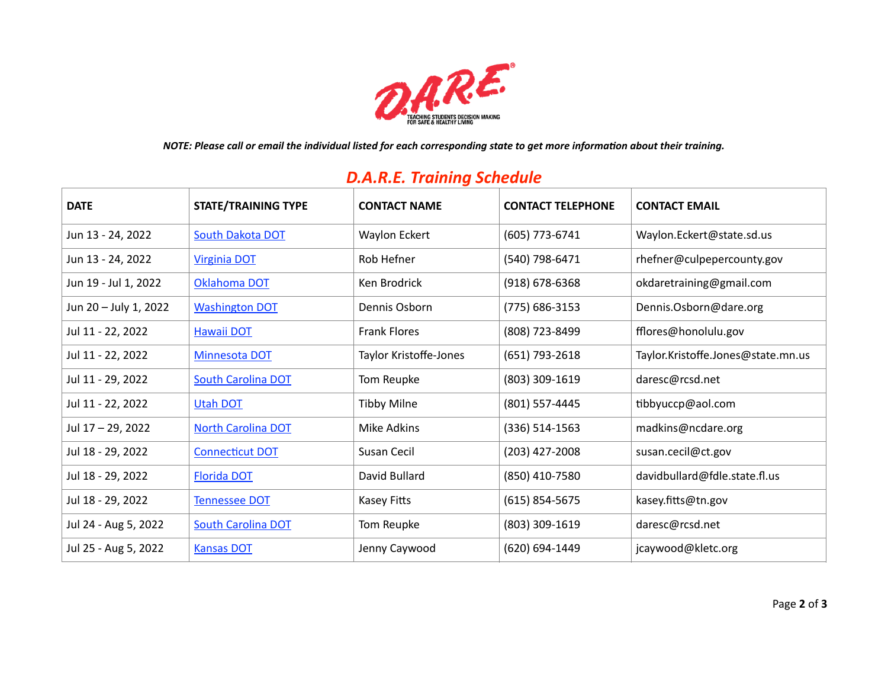*NOTE: Please call or email the individual listed for each corresponding state to get more information about their training.*

## D.A.R.E. Training Schedule

| DATE | STATE/TRAINING TYPE | CONTACT NAME | CONTACT TELEPHONE | CONTACT EMAIL |
|---|---|---|---|---|
| Jun 13 - 24, 2022 | South Dakota DOT | Waylon Eckert | (605) 773-6741 | Waylon.Eckert@state.sd.us |
| Jun 13 - 24, 2022 | Virginia DOT | Rob Hefner | (540) 798-6471 | rhefner@culpepercounty.gov |
| Jun 19 - Jul 1, 2022 | Oklahoma DOT | Ken Brodrick | (918) 678-6368 | okdaretraining@gmail.com |
| Jun 20 – July 1, 2022 | Washington DOT | Dennis Osborn | (775) 686-3153 | Dennis.Osborn@dare.org |
| Jul 11 - 22, 2022 | Hawaii DOT | Frank Flores | (808) 723-8499 | fflores@honolulu.gov |
| Jul 11 - 22, 2022 | Minnesota DOT | Taylor Kristoffe-Jones | (651) 793-2618 | Taylor.Kristoffe.Jones@state.mn.us |
| Jul 11 - 29, 2022 | South Carolina DOT | Tom Reupke | (803) 309-1619 | daresc@rcsd.net |
| Jul 11 - 22, 2022 | Utah DOT | Tibby Milne | (801) 557-4445 | tibbyuccp@aol.com |
| Jul 17 – 29, 2022 | North Carolina DOT | Mike Adkins | (336) 514-1563 | madkins@ncdare.org |
| Jul 18 - 29, 2022 | Connecticut DOT | Susan Cecil | (203) 427-2008 | susan.cecil@ct.gov |
| Jul 18 - 29, 2022 | Florida DOT | David Bullard | (850) 410-7580 | davidbullard@fdle.state.fl.us |
| Jul 18 - 29, 2022 | Tennessee DOT | Kasey Fitts | (615) 854-5675 | kasey.fitts@tn.gov |
| Jul 24 - Aug 5, 2022 | South Carolina DOT | Tom Reupke | (803) 309-1619 | daresc@rcsd.net |
| Jul 25 - Aug 5, 2022 | Kansas DOT | Jenny Caywood | (620) 694-1449 | jcaywood@kletc.org |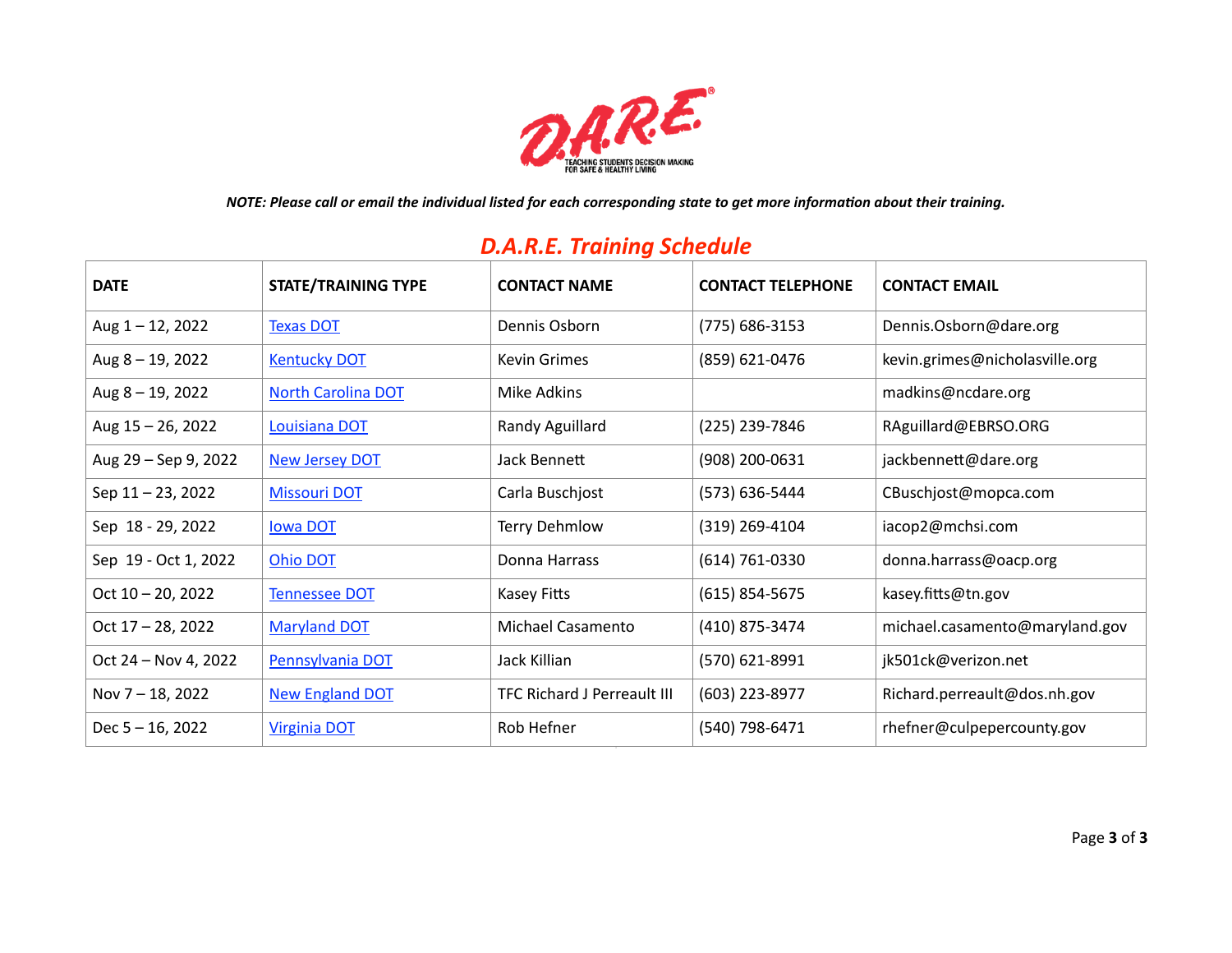*NOTE: Please call or email the individual listed for each corresponding state to get more information about their training.*

## D.A.R.E. Training Schedule

| DATE | STATE/TRAINING TYPE | CONTACT NAME | CONTACT TELEPHONE | CONTACT EMAIL |
|---|---|---|---|---|
| Aug 1 – 12, 2022 | Texas DOT | Dennis Osborn | (775) 686-3153 | Dennis.Osborn@dare.org |
| Aug 8 – 19, 2022 | Kentucky DOT | Kevin Grimes | (859) 621-0476 | kevin.grimes@nicholasville.org |
| Aug 8 – 19, 2022 | North Carolina DOT | Mike Adkins | | madkins@ncdare.org |
| Aug 15 – 26, 2022 | Louisiana DOT | Randy Aguillard | (225) 239-7846 | RAguillard@EBRSO.ORG |
| Aug 29 – Sep 9, 2022 | New Jersey DOT | Jack Bennett | (908) 200-0631 | jackbennett@dare.org |
| Sep 11 – 23, 2022 | Missouri DOT | Carla Buschjost | (573) 636-5444 | CBuschjost@mopca.com |
| Sep 18 - 29, 2022 | Iowa DOT | Terry Dehmlow | (319) 269-4104 | iacop2@mchsi.com |
| Sep 19 - Oct 1, 2022 | Ohio DOT | Donna Harrass | (614) 761-0330 | donna.harrass@oacp.org |
| Oct 10 – 20, 2022 | Tennessee DOT | Kasey Fitts | (615) 854-5675 | kasey.fitts@tn.gov |
| Oct 17 – 28, 2022 | Maryland DOT | Michael Casamento | (410) 875-3474 | michael.casamento@maryland.gov |
| Oct 24 – Nov 4, 2022 | Pennsylvania DOT | Jack Killian | (570) 621-8991 | jk501ck@verizon.net |
| Nov 7 – 18, 2022 | New England DOT | TFC Richard J Perreault III | (603) 223-8977 | Richard.perreault@dos.nh.gov |
| Dec 5 – 16, 2022 | Virginia DOT | Rob Hefner | (540) 798-6471 | rhefner@culpepercounty.gov |